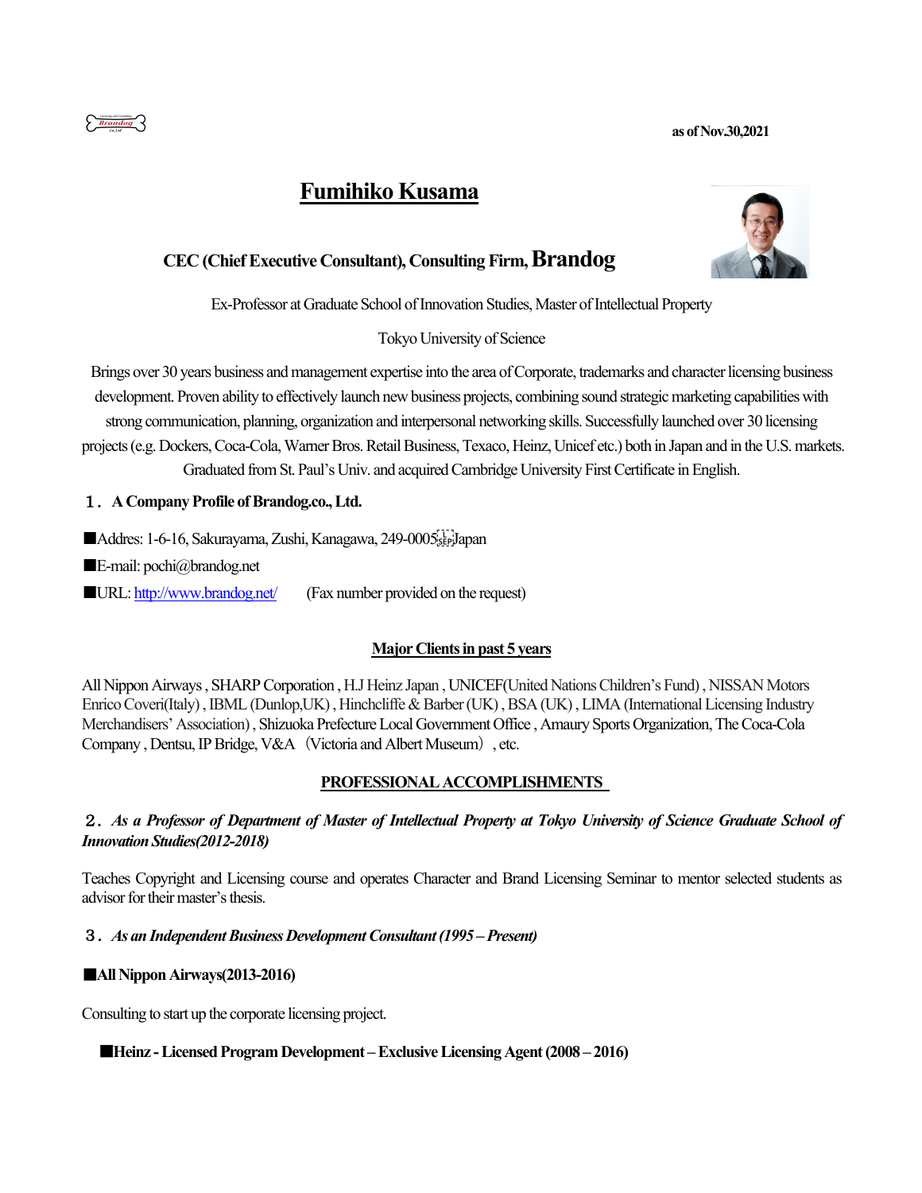as of Nov.30,2021

# Fumihiko Kusama

**CEC (Chief Executive Consultant), Consulting Firm, Brandog**

Ex-Professor at Graduate School of Innovation Studies, Master of Intellectual Property

Tokyo University of Science

Brings over 30 years business and management expertise into the area of Corporate, trademarks and character licensing business development. Proven ability to effectively launch new business projects, combining sound strategic marketing capabilities with strong communication, planning, organization and interpersonal networking skills. Successfully launched over 30 licensing projects (e.g. Dockers, Coca-Cola, Warner Bros. Retail Business, Texaco, Heinz, Unicef etc.) both in Japan and in the U.S. markets. Graduated from St. Paul's Univ. and acquired Cambridge University First Certificate in English.

## １．A Company Profile of Brandog.co., Ltd.

■Addres: 1-6-16, Sakurayama, Zushi, Kanagawa, 249-0005 Japan

■E-mail: pochi@brandog.net

■URL: http://www.brandog.net/ (Fax number provided on the request)

### Major Clients in past 5 years

All Nippon Airways , SHARP Corporation , H.J Heinz Japan , UNICEF(United Nations Children's Fund) , NISSAN Motors Enrico Coveri(Italy) , IBML (Dunlop,UK) , Hinchcliffe & Barber (UK) , BSA (UK) , LIMA (International Licensing Industry Merchandisers' Association) , Shizuoka Prefecture Local Government Office , Amaury Sports Organization, The Coca-Cola Company , Dentsu, IP Bridge, V&A（Victoria and Albert Museum）, etc.

## PROFESSIONAL ACCOMPLISHMENTS

### ２．*As a Professor of Department of Master of Intellectual Property at Tokyo University of Science Graduate School of Innovation Studies(2012-2018)*

Teaches Copyright and Licensing course and operates Character and Brand Licensing Seminar to mentor selected students as advisor for their master's thesis.

### ３．*As an Independent Business Development Consultant (1995 – Present)*

**■All Nippon Airways(2013-2016)**

Consulting to start up the corporate licensing project.

**■Heinz - Licensed Program Development – Exclusive Licensing Agent (2008 – 2016)**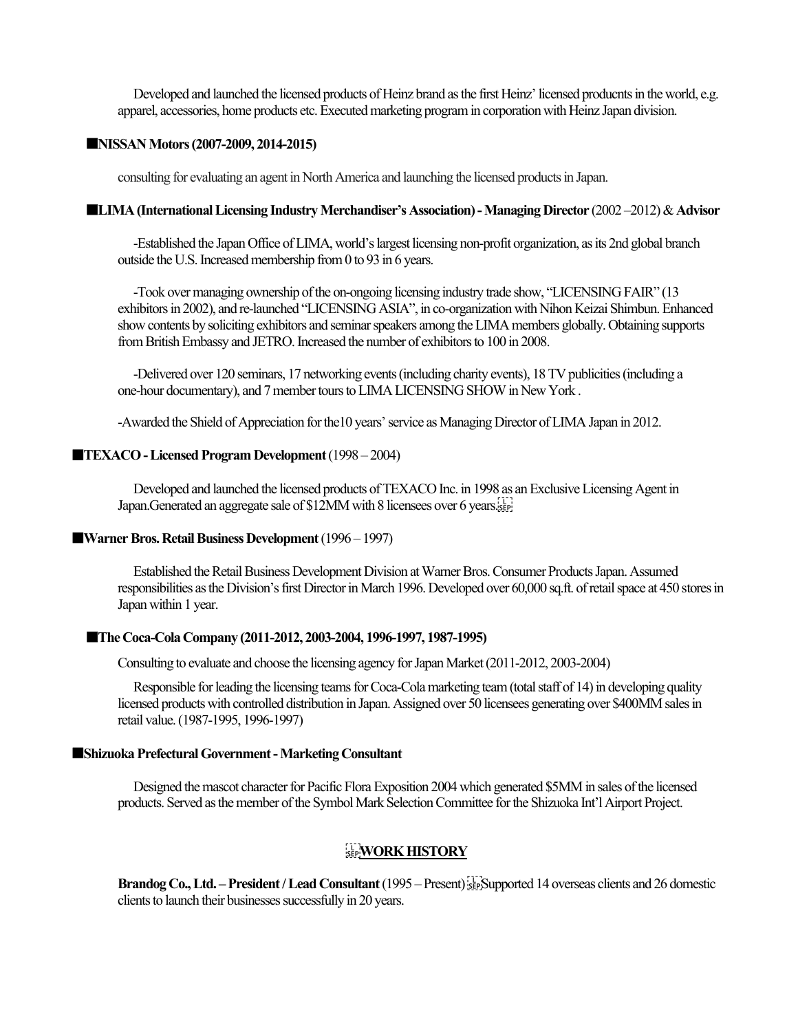Developed and launched the licensed products of Heinz brand as the first Heinz' licensed producnts in the world, e.g. apparel, accessories, home products etc. Executed marketing program in corporation with Heinz Japan division.

**■NISSAN Motors (2007-2009, 2014-2015)**

consulting for evaluating an agent in North America and launching the licensed products in Japan.

**■LIMA (International Licensing Industry Merchandiser's Association) - Managing Director** (2002 –2012) & **Advisor**

-Established the Japan Office of LIMA, world's largest licensing non-profit organization, as its 2nd global branch outside the U.S. Increased membership from 0 to 93 in 6 years.

-Took over managing ownership of the on-ongoing licensing industry trade show, "LICENSING FAIR" (13 exhibitors in 2002), and re-launched "LICENSING ASIA", in co-organization with Nihon Keizai Shimbun. Enhanced show contents by soliciting exhibitors and seminar speakers among the LIMA members globally. Obtaining supports from British Embassy and JETRO. Increased the number of exhibitors to 100 in 2008.

-Delivered over 120 seminars, 17 networking events (including charity events), 18 TV publicities (including a one-hour documentary), and 7 member tours to LIMA LICENSING SHOW in New York .

-Awarded the Shield of Appreciation for the10 years' service as Managing Director of LIMA Japan in 2012.

**■TEXACO - Licensed Program Development** (1998 – 2004)

Developed and launched the licensed products of TEXACO Inc. in 1998 as an Exclusive Licensing Agent in Japan.Generated an aggregate sale of $12MM with 8 licensees over 6 years.

**■Warner Bros. Retail Business Development** (1996 – 1997)

Established the Retail Business Development Division at Warner Bros. Consumer Products Japan. Assumed responsibilities as the Division's first Director in March 1996. Developed over 60,000 sq.ft. of retail space at 450 stores in Japan within 1 year.

**■The Coca-Cola Company (2011-2012, 2003-2004, 1996-1997, 1987-1995)**

Consulting to evaluate and choose the licensing agency for Japan Market (2011-2012, 2003-2004)

Responsible for leading the licensing teams for Coca-Cola marketing team (total staff of 14) in developing quality licensed products with controlled distribution in Japan. Assigned over 50 licensees generating over $400MM sales in retail value. (1987-1995, 1996-1997)

**■Shizuoka Prefectural Government - Marketing Consultant**

Designed the mascot character for Pacific Flora Exposition 2004 which generated $5MM in sales of the licensed products. Served as the member of the Symbol Mark Selection Committee for the Shizuoka Int'l Airport Project.

## WORK HISTORY

**Brandog Co., Ltd. – President / Lead Consultant** (1995 – Present) Supported 14 overseas clients and 26 domestic clients to launch their businesses successfully in 20 years.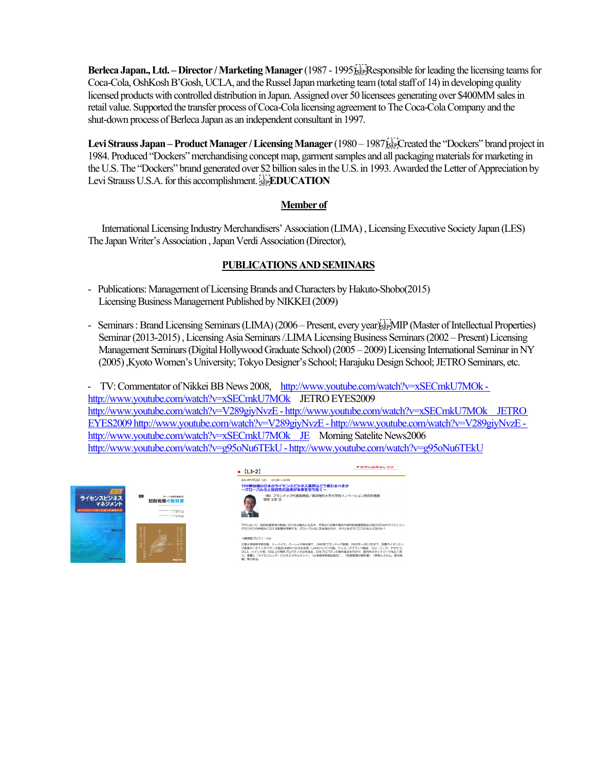**Berleca Japan., Ltd. – Director / Marketing Manager** (1987 - 1995) Responsible for leading the licensing teams for Coca-Cola, OshKosh B'Gosh, UCLA, and the Russel Japan marketing team (total staff of 14) in developing quality licensed products with controlled distribution in Japan. Assigned over 50 licensees generating over $400MM sales in retail value. Supported the transfer process of Coca-Cola licensing agreement to The Coca-Cola Company and the shut-down process of Berleca Japan as an independent consultant in 1997.

**Levi Strauss Japan – Product Manager / Licensing Manager** (1980 – 1987) Created the "Dockers" brand project in 1984. Produced "Dockers" merchandising concept map, garment samples and all packaging materials for marketing in the U.S. The "Dockers" brand generated over $2 billion sales in the U.S. in 1993. Awarded the Letter of Appreciation by Levi Strauss U.S.A. for this accomplishment. **EDUCATION**

## Member of

International Licensing Industry Merchandisers' Association (LIMA) , Licensing Executive Society Japan (LES) The Japan Writer's Association , Japan Verdi Association (Director),

## PUBLICATIONS AND SEMINARS

- Publications: Management of Licensing Brands and Characters by Hakuto-Shobo(2015)
  Licensing Business Management Published by NIKKEI (2009)

- Seminars : Brand Licensing Seminars (LIMA) (2006 – Present, every year) MIP (Master of Intellectual Properties) Seminar (2013-2015) , Licensing Asia Seminars /.LIMA Licensing Business Seminars (2002 – Present) Licensing Management Seminars (Digital Hollywood Graduate School) (2005 – 2009) Licensing International Seminar in NY (2005) ,Kyoto Women's University; Tokyo Designer's School; Harajuku Design School; JETRO Seminars, etc.

- TV: Commentator of Nikkei BB News 2008, http://www.youtube.com/watch?v=xSECmkU7MOk - http://www.youtube.com/watch?v=xSECmkU7MOk JETRO EYES2009 http://www.youtube.com/watch?v=V289giyNvzE - http://www.youtube.com/watch?v=xSECmkU7MOk JETRO EYES2009 http://www.youtube.com/watch?v=V289giyNvzE - http://www.youtube.com/watch?v=V289giyNvzE - http://www.youtube.com/watch?v=xSECmkU7MOk JE Morning Satelite News2006 http://www.youtube.com/watch?v=g95oNu6TEkU - http://www.youtube.com/watch?v=g95oNu6TEkU